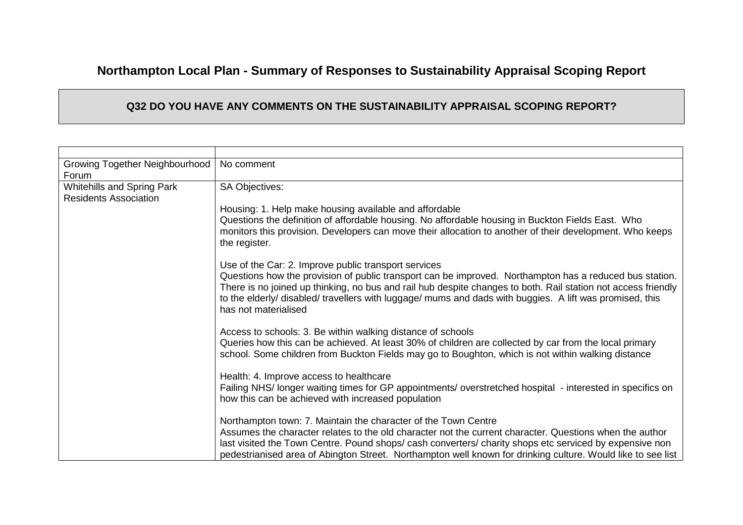# Northampton Local Plan - Summary of Responses to Sustainability Appraisal Scoping Report

## Q32 DO YOU HAVE ANY COMMENTS ON THE SUSTAINABILITY APPRAISAL SCOPING REPORT?

| | |
|---|---|
| Growing Together Neighbourhood Forum | No comment |
| Whitehills and Spring Park Residents Association | SA Objectives:<br><br>Housing: 1. Help make housing available and affordable<br>Questions the definition of affordable housing. No affordable housing in Buckton Fields East. Who monitors this provision. Developers can move their allocation to another of their development. Who keeps the register.<br><br>Use of the Car: 2. Improve public transport services<br>Questions how the provision of public transport can be improved. Northampton has a reduced bus station. There is no joined up thinking, no bus and rail hub despite changes to both. Rail station not access friendly to the elderly/ disabled/ travellers with luggage/ mums and dads with buggies. A lift was promised, this has not materialised<br><br>Access to schools: 3. Be within walking distance of schools<br>Queries how this can be achieved. At least 30% of children are collected by car from the local primary school. Some children from Buckton Fields may go to Boughton, which is not within walking distance<br><br>Health: 4. Improve access to healthcare<br>Failing NHS/ longer waiting times for GP appointments/ overstretched hospital - interested in specifics on how this can be achieved with increased population<br><br>Northampton town: 7. Maintain the character of the Town Centre<br>Assumes the character relates to the old character not the current character. Questions when the author last visited the Town Centre. Pound shops/ cash converters/ charity shops etc serviced by expensive non pedestrianised area of Abington Street. Northampton well known for drinking culture. Would like to see list |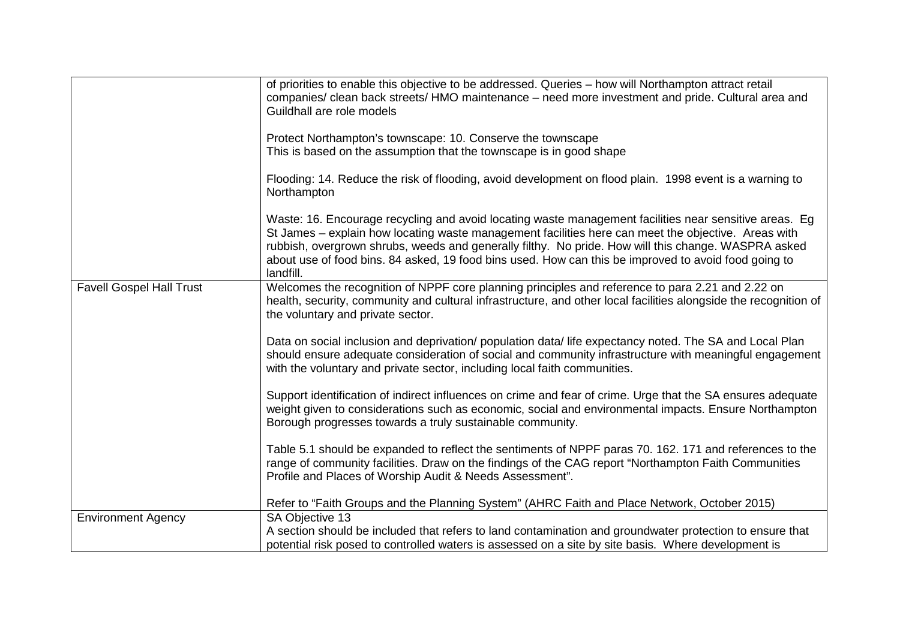| | |
|---|---|
| | of priorities to enable this objective to be addressed. Queries – how will Northampton attract retail companies/ clean back streets/ HMO maintenance – need more investment and pride. Cultural area and Guildhall are role models<br><br>Protect Northampton's townscape: 10. Conserve the townscape<br>This is based on the assumption that the townscape is in good shape<br><br>Flooding: 14. Reduce the risk of flooding, avoid development on flood plain. 1998 event is a warning to Northampton<br><br>Waste: 16. Encourage recycling and avoid locating waste management facilities near sensitive areas. Eg St James – explain how locating waste management facilities here can meet the objective. Areas with rubbish, overgrown shrubs, weeds and generally filthy. No pride. How will this change. WASPRA asked about use of food bins. 84 asked, 19 food bins used. How can this be improved to avoid food going to landfill. |
| Favell Gospel Hall Trust | Welcomes the recognition of NPPF core planning principles and reference to para 2.21 and 2.22 on health, security, community and cultural infrastructure, and other local facilities alongside the recognition of the voluntary and private sector.<br><br>Data on social inclusion and deprivation/ population data/ life expectancy noted. The SA and Local Plan should ensure adequate consideration of social and community infrastructure with meaningful engagement with the voluntary and private sector, including local faith communities.<br><br>Support identification of indirect influences on crime and fear of crime. Urge that the SA ensures adequate weight given to considerations such as economic, social and environmental impacts. Ensure Northampton Borough progresses towards a truly sustainable community.<br><br>Table 5.1 should be expanded to reflect the sentiments of NPPF paras 70. 162. 171 and references to the range of community facilities. Draw on the findings of the CAG report "Northampton Faith Communities Profile and Places of Worship Audit & Needs Assessment".<br><br>Refer to "Faith Groups and the Planning System" (AHRC Faith and Place Network, October 2015) |
| Environment Agency | SA Objective 13<br>A section should be included that refers to land contamination and groundwater protection to ensure that potential risk posed to controlled waters is assessed on a site by site basis. Where development is |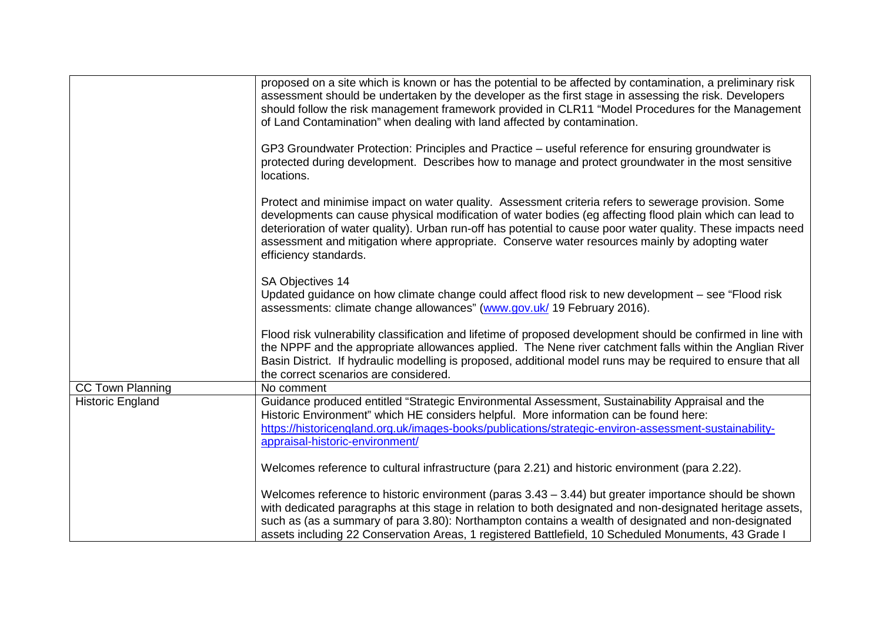| | |
|---|---|
| | proposed on a site which is known or has the potential to be affected by contamination, a preliminary risk assessment should be undertaken by the developer as the first stage in assessing the risk. Developers should follow the risk management framework provided in CLR11 "Model Procedures for the Management of Land Contamination" when dealing with land affected by contamination.<br><br>GP3 Groundwater Protection: Principles and Practice – useful reference for ensuring groundwater is protected during development. Describes how to manage and protect groundwater in the most sensitive locations.<br><br>Protect and minimise impact on water quality. Assessment criteria refers to sewerage provision. Some developments can cause physical modification of water bodies (eg affecting flood plain which can lead to deterioration of water quality). Urban run-off has potential to cause poor water quality. These impacts need assessment and mitigation where appropriate. Conserve water resources mainly by adopting water efficiency standards.<br><br>SA Objectives 14<br>Updated guidance on how climate change could affect flood risk to new development – see "Flood risk assessments: climate change allowances" (www.gov.uk/ 19 February 2016).<br><br>Flood risk vulnerability classification and lifetime of proposed development should be confirmed in line with the NPPF and the appropriate allowances applied. The Nene river catchment falls within the Anglian River Basin District. If hydraulic modelling is proposed, additional model runs may be required to ensure that all the correct scenarios are considered. |
| CC Town Planning | No comment |
| Historic England | Guidance produced entitled "Strategic Environmental Assessment, Sustainability Appraisal and the Historic Environment" which HE considers helpful. More information can be found here: https://historicengland.org.uk/images-books/publications/strategic-environ-assessment-sustainability-appraisal-historic-environment/<br><br>Welcomes reference to cultural infrastructure (para 2.21) and historic environment (para 2.22).<br><br>Welcomes reference to historic environment (paras 3.43 – 3.44) but greater importance should be shown with dedicated paragraphs at this stage in relation to both designated and non-designated heritage assets, such as (as a summary of para 3.80): Northampton contains a wealth of designated and non-designated assets including 22 Conservation Areas, 1 registered Battlefield, 10 Scheduled Monuments, 43 Grade I |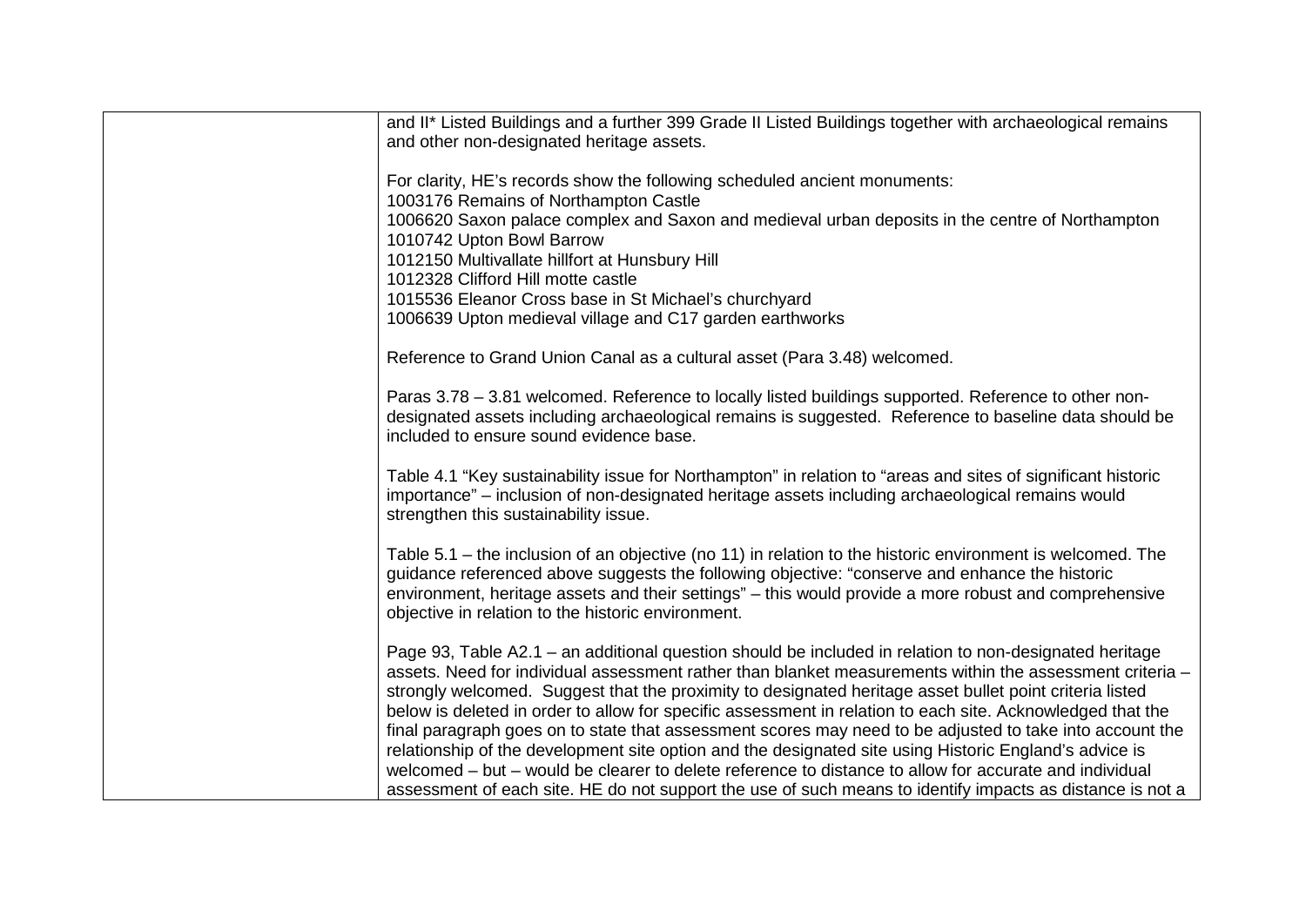| | |
|---|---|
| | and II* Listed Buildings and a further 399 Grade II Listed Buildings together with archaeological remains and other non-designated heritage assets.<br><br>For clarity, HE's records show the following scheduled ancient monuments:<br>1003176 Remains of Northampton Castle<br>1006620 Saxon palace complex and Saxon and medieval urban deposits in the centre of Northampton<br>1010742 Upton Bowl Barrow<br>1012150 Multivallate hillfort at Hunsbury Hill<br>1012328 Clifford Hill motte castle<br>1015536 Eleanor Cross base in St Michael's churchyard<br>1006639 Upton medieval village and C17 garden earthworks<br><br>Reference to Grand Union Canal as a cultural asset (Para 3.48) welcomed.<br><br>Paras 3.78 – 3.81 welcomed. Reference to locally listed buildings supported. Reference to other non-designated assets including archaeological remains is suggested. Reference to baseline data should be included to ensure sound evidence base.<br><br>Table 4.1 "Key sustainability issue for Northampton" in relation to "areas and sites of significant historic importance" – inclusion of non-designated heritage assets including archaeological remains would strengthen this sustainability issue.<br><br>Table 5.1 – the inclusion of an objective (no 11) in relation to the historic environment is welcomed. The guidance referenced above suggests the following objective: "conserve and enhance the historic environment, heritage assets and their settings" – this would provide a more robust and comprehensive objective in relation to the historic environment.<br><br>Page 93, Table A2.1 – an additional question should be included in relation to non-designated heritage assets. Need for individual assessment rather than blanket measurements within the assessment criteria – strongly welcomed. Suggest that the proximity to designated heritage asset bullet point criteria listed below is deleted in order to allow for specific assessment in relation to each site. Acknowledged that the final paragraph goes on to state that assessment scores may need to be adjusted to take into account the relationship of the development site option and the designated site using Historic England's advice is welcomed – but – would be clearer to delete reference to distance to allow for accurate and individual assessment of each site. HE do not support the use of such means to identify impacts as distance is not a |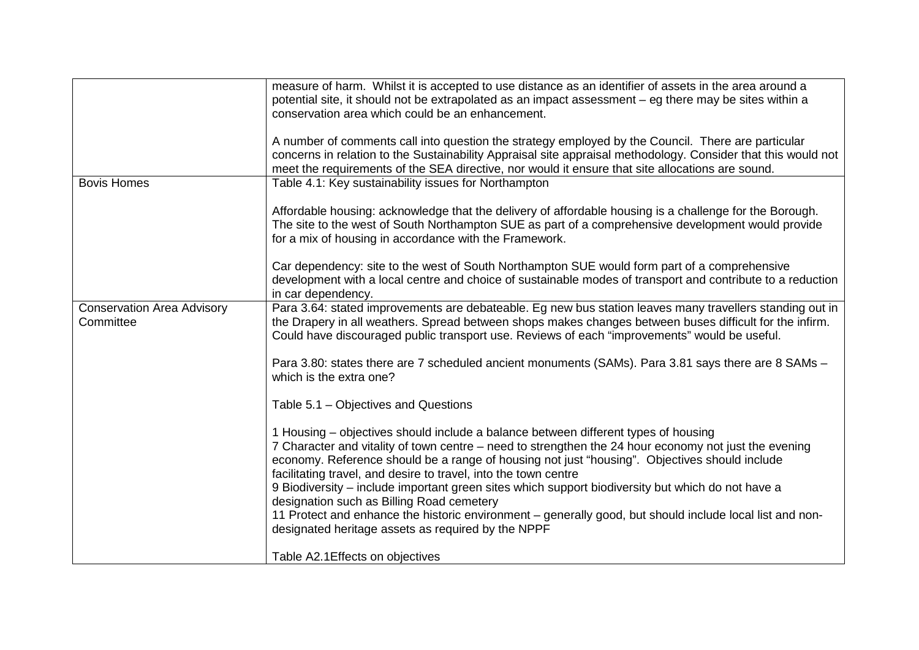| | |
|---|---|
| | measure of harm. Whilst it is accepted to use distance as an identifier of assets in the area around a potential site, it should not be extrapolated as an impact assessment – eg there may be sites within a conservation area which could be an enhancement.<br><br>A number of comments call into question the strategy employed by the Council. There are particular concerns in relation to the Sustainability Appraisal site appraisal methodology. Consider that this would not meet the requirements of the SEA directive, nor would it ensure that site allocations are sound. |
| Bovis Homes | Table 4.1: Key sustainability issues for Northampton<br><br>Affordable housing: acknowledge that the delivery of affordable housing is a challenge for the Borough. The site to the west of South Northampton SUE as part of a comprehensive development would provide for a mix of housing in accordance with the Framework.<br><br>Car dependency: site to the west of South Northampton SUE would form part of a comprehensive development with a local centre and choice of sustainable modes of transport and contribute to a reduction in car dependency. |
| Conservation Area Advisory Committee | Para 3.64: stated improvements are debateable. Eg new bus station leaves many travellers standing out in the Drapery in all weathers. Spread between shops makes changes between buses difficult for the infirm. Could have discouraged public transport use. Reviews of each "improvements" would be useful.<br><br>Para 3.80: states there are 7 scheduled ancient monuments (SAMs). Para 3.81 says there are 8 SAMs – which is the extra one?<br><br>Table 5.1 – Objectives and Questions<br><br>1 Housing – objectives should include a balance between different types of housing<br>7 Character and vitality of town centre – need to strengthen the 24 hour economy not just the evening economy. Reference should be a range of housing not just "housing". Objectives should include facilitating travel, and desire to travel, into the town centre<br>9 Biodiversity – include important green sites which support biodiversity but which do not have a designation such as Billing Road cemetery<br>11 Protect and enhance the historic environment – generally good, but should include local list and non-designated heritage assets as required by the NPPF<br><br>Table A2.1Effects on objectives |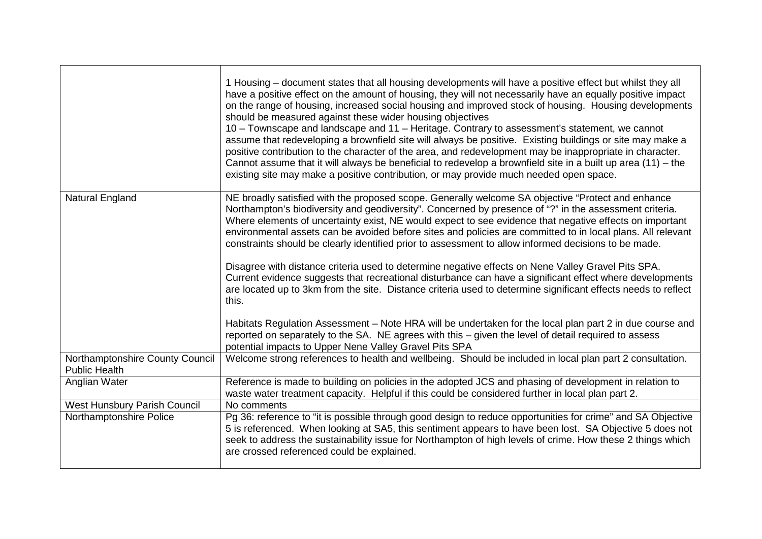| | |
|---|---|
| | 1 Housing – document states that all housing developments will have a positive effect but whilst they all have a positive effect on the amount of housing, they will not necessarily have an equally positive impact on the range of housing, increased social housing and improved stock of housing. Housing developments should be measured against these wider housing objectives<br>10 – Townscape and landscape and 11 – Heritage. Contrary to assessment's statement, we cannot assume that redeveloping a brownfield site will always be positive. Existing buildings or site may make a positive contribution to the character of the area, and redevelopment may be inappropriate in character. Cannot assume that it will always be beneficial to redevelop a brownfield site in a built up area (11) – the existing site may make a positive contribution, or may provide much needed open space. |
| Natural England | NE broadly satisfied with the proposed scope. Generally welcome SA objective "Protect and enhance Northampton's biodiversity and geodiversity". Concerned by presence of "?" in the assessment criteria. Where elements of uncertainty exist, NE would expect to see evidence that negative effects on important environmental assets can be avoided before sites and policies are committed to in local plans. All relevant constraints should be clearly identified prior to assessment to allow informed decisions to be made.<br><br>Disagree with distance criteria used to determine negative effects on Nene Valley Gravel Pits SPA. Current evidence suggests that recreational disturbance can have a significant effect where developments are located up to 3km from the site. Distance criteria used to determine significant effects needs to reflect this.<br><br>Habitats Regulation Assessment – Note HRA will be undertaken for the local plan part 2 in due course and reported on separately to the SA. NE agrees with this – given the level of detail required to assess potential impacts to Upper Nene Valley Gravel Pits SPA |
| Northamptonshire County Council Public Health | Welcome strong references to health and wellbeing. Should be included in local plan part 2 consultation. |
| Anglian Water | Reference is made to building on policies in the adopted JCS and phasing of development in relation to waste water treatment capacity. Helpful if this could be considered further in local plan part 2. |
| West Hunsbury Parish Council | No comments |
| Northamptonshire Police | Pg 36: reference to "it is possible through good design to reduce opportunities for crime" and SA Objective 5 is referenced. When looking at SA5, this sentiment appears to have been lost. SA Objective 5 does not seek to address the sustainability issue for Northampton of high levels of crime. How these 2 things which are crossed referenced could be explained. |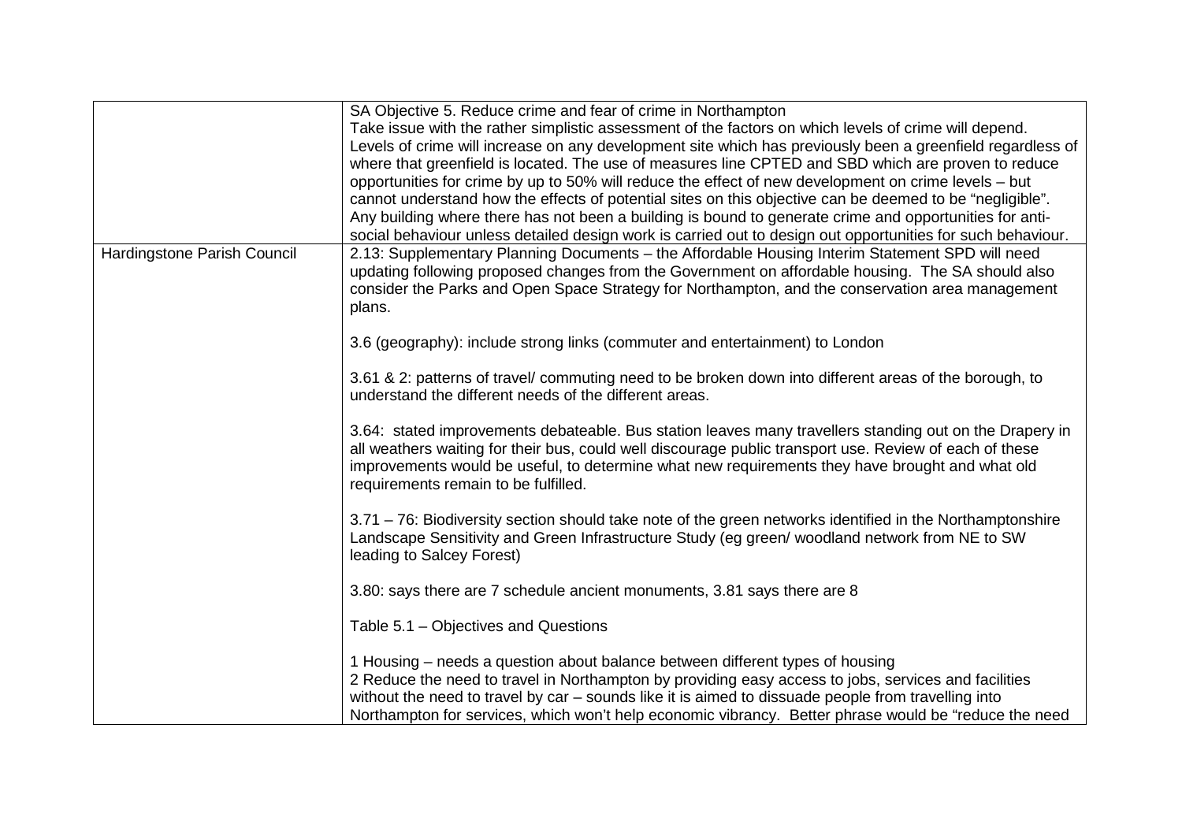| | |
|---|---|
| | SA Objective 5. Reduce crime and fear of crime in Northampton<br>Take issue with the rather simplistic assessment of the factors on which levels of crime will depend. Levels of crime will increase on any development site which has previously been a greenfield regardless of where that greenfield is located. The use of measures line CPTED and SBD which are proven to reduce opportunities for crime by up to 50% will reduce the effect of new development on crime levels – but cannot understand how the effects of potential sites on this objective can be deemed to be "negligible". Any building where there has not been a building is bound to generate crime and opportunities for anti-social behaviour unless detailed design work is carried out to design out opportunities for such behaviour. |
| Hardingstone Parish Council | 2.13: Supplementary Planning Documents – the Affordable Housing Interim Statement SPD will need updating following proposed changes from the Government on affordable housing. The SA should also consider the Parks and Open Space Strategy for Northampton, and the conservation area management plans.<br><br>3.6 (geography): include strong links (commuter and entertainment) to London<br><br>3.61 & 2: patterns of travel/ commuting need to be broken down into different areas of the borough, to understand the different needs of the different areas.<br><br>3.64: stated improvements debateable. Bus station leaves many travellers standing out on the Drapery in all weathers waiting for their bus, could well discourage public transport use. Review of each of these improvements would be useful, to determine what new requirements they have brought and what old requirements remain to be fulfilled.<br><br>3.71 – 76: Biodiversity section should take note of the green networks identified in the Northamptonshire Landscape Sensitivity and Green Infrastructure Study (eg green/ woodland network from NE to SW leading to Salcey Forest)<br><br>3.80: says there are 7 schedule ancient monuments, 3.81 says there are 8<br><br>Table 5.1 – Objectives and Questions<br><br>1 Housing – needs a question about balance between different types of housing<br>2 Reduce the need to travel in Northampton by providing easy access to jobs, services and facilities without the need to travel by car – sounds like it is aimed to dissuade people from travelling into Northampton for services, which won't help economic vibrancy. Better phrase would be "reduce the need |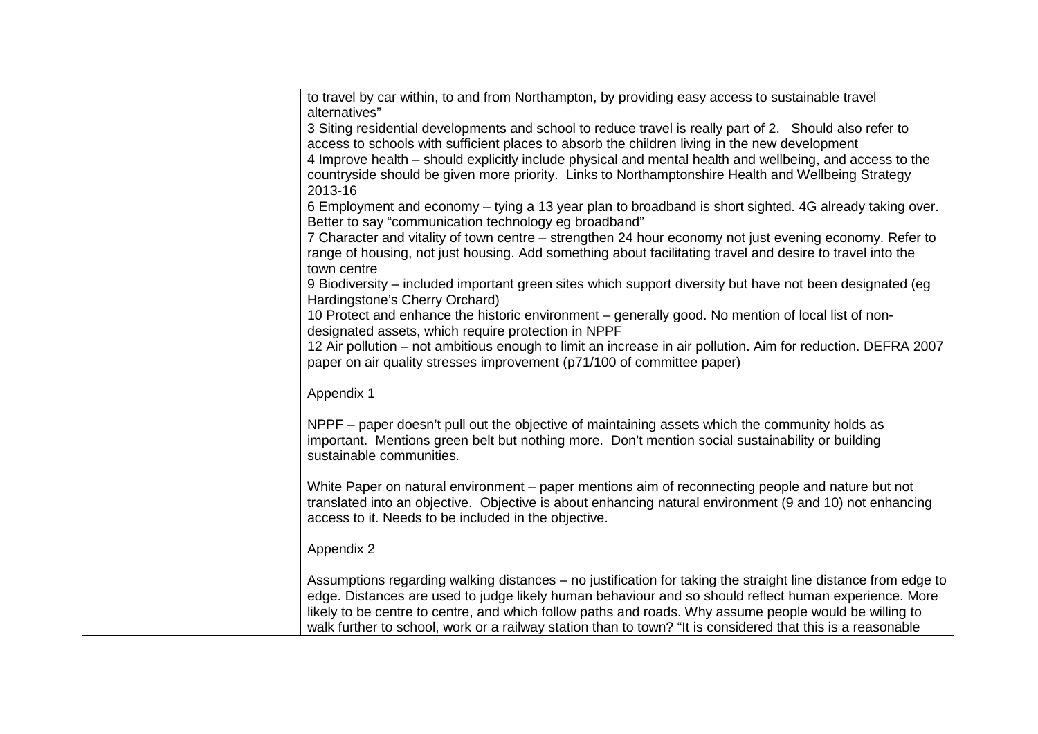| | |
|---|---|
| | to travel by car within, to and from Northampton, by providing easy access to sustainable travel alternatives"<br>3 Siting residential developments and school to reduce travel is really part of 2. Should also refer to access to schools with sufficient places to absorb the children living in the new development<br>4 Improve health – should explicitly include physical and mental health and wellbeing, and access to the countryside should be given more priority. Links to Northamptonshire Health and Wellbeing Strategy 2013-16<br>6 Employment and economy – tying a 13 year plan to broadband is short sighted. 4G already taking over. Better to say "communication technology eg broadband"<br>7 Character and vitality of town centre – strengthen 24 hour economy not just evening economy. Refer to range of housing, not just housing. Add something about facilitating travel and desire to travel into the town centre<br>9 Biodiversity – included important green sites which support diversity but have not been designated (eg Hardingstone's Cherry Orchard)<br>10 Protect and enhance the historic environment – generally good. No mention of local list of non-designated assets, which require protection in NPPF<br>12 Air pollution – not ambitious enough to limit an increase in air pollution. Aim for reduction. DEFRA 2007 paper on air quality stresses improvement (p71/100 of committee paper)<br><br>Appendix 1<br><br>NPPF – paper doesn't pull out the objective of maintaining assets which the community holds as important. Mentions green belt but nothing more. Don't mention social sustainability or building sustainable communities.<br><br>White Paper on natural environment – paper mentions aim of reconnecting people and nature but not translated into an objective. Objective is about enhancing natural environment (9 and 10) not enhancing access to it. Needs to be included in the objective.<br><br>Appendix 2<br><br>Assumptions regarding walking distances – no justification for taking the straight line distance from edge to edge. Distances are used to judge likely human behaviour and so should reflect human experience. More likely to be centre to centre, and which follow paths and roads. Why assume people would be willing to walk further to school, work or a railway station than to town? "It is considered that this is a reasonable |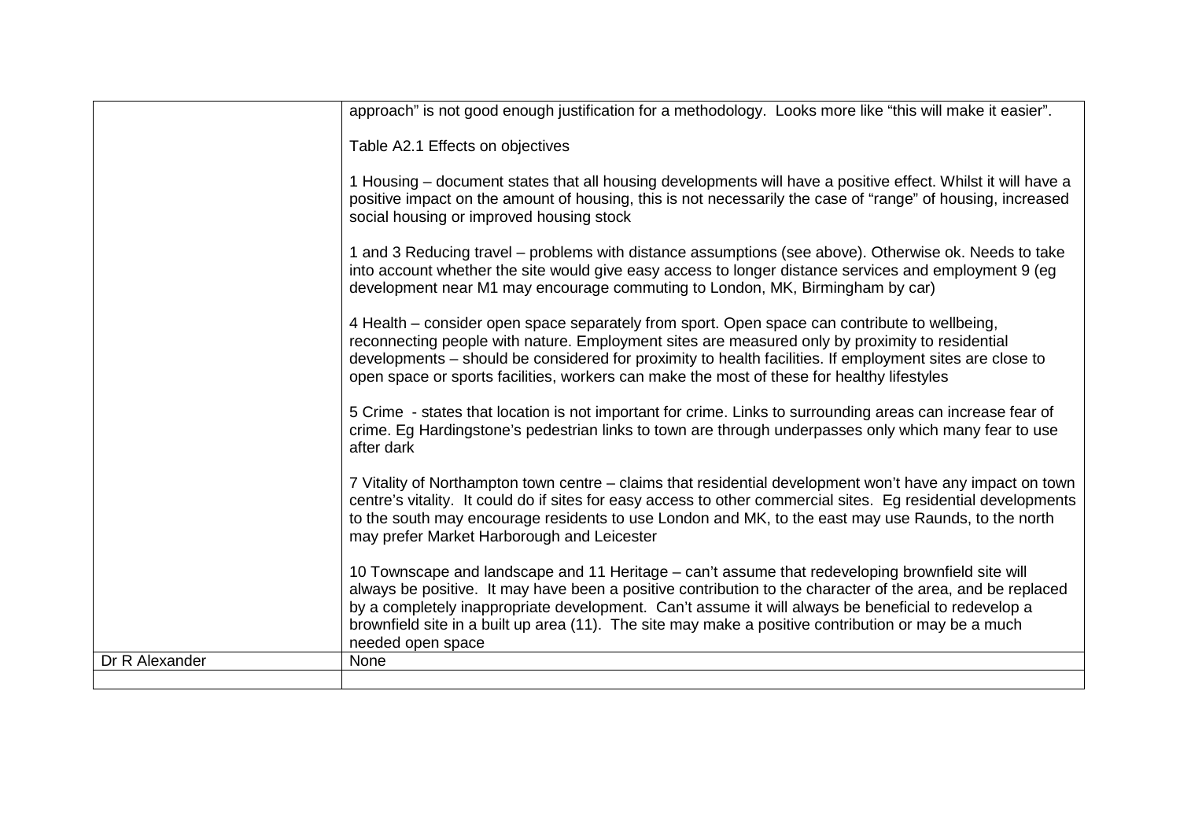| | |
|---|---|
| | approach" is not good enough justification for a methodology. Looks more like "this will make it easier".<br><br>Table A2.1 Effects on objectives<br><br>1 Housing – document states that all housing developments will have a positive effect. Whilst it will have a positive impact on the amount of housing, this is not necessarily the case of "range" of housing, increased social housing or improved housing stock<br><br>1 and 3 Reducing travel – problems with distance assumptions (see above). Otherwise ok. Needs to take into account whether the site would give easy access to longer distance services and employment 9 (eg development near M1 may encourage commuting to London, MK, Birmingham by car)<br><br>4 Health – consider open space separately from sport. Open space can contribute to wellbeing, reconnecting people with nature. Employment sites are measured only by proximity to residential developments – should be considered for proximity to health facilities. If employment sites are close to open space or sports facilities, workers can make the most of these for healthy lifestyles<br><br>5 Crime - states that location is not important for crime. Links to surrounding areas can increase fear of crime. Eg Hardingstone's pedestrian links to town are through underpasses only which many fear to use after dark<br><br>7 Vitality of Northampton town centre – claims that residential development won't have any impact on town centre's vitality. It could do if sites for easy access to other commercial sites. Eg residential developments to the south may encourage residents to use London and MK, to the east may use Raunds, to the north may prefer Market Harborough and Leicester<br><br>10 Townscape and landscape and 11 Heritage – can't assume that redeveloping brownfield site will always be positive. It may have been a positive contribution to the character of the area, and be replaced by a completely inappropriate development. Can't assume it will always be beneficial to redevelop a brownfield site in a built up area (11). The site may make a positive contribution or may be a much needed open space |
| Dr R Alexander | None |
| | |